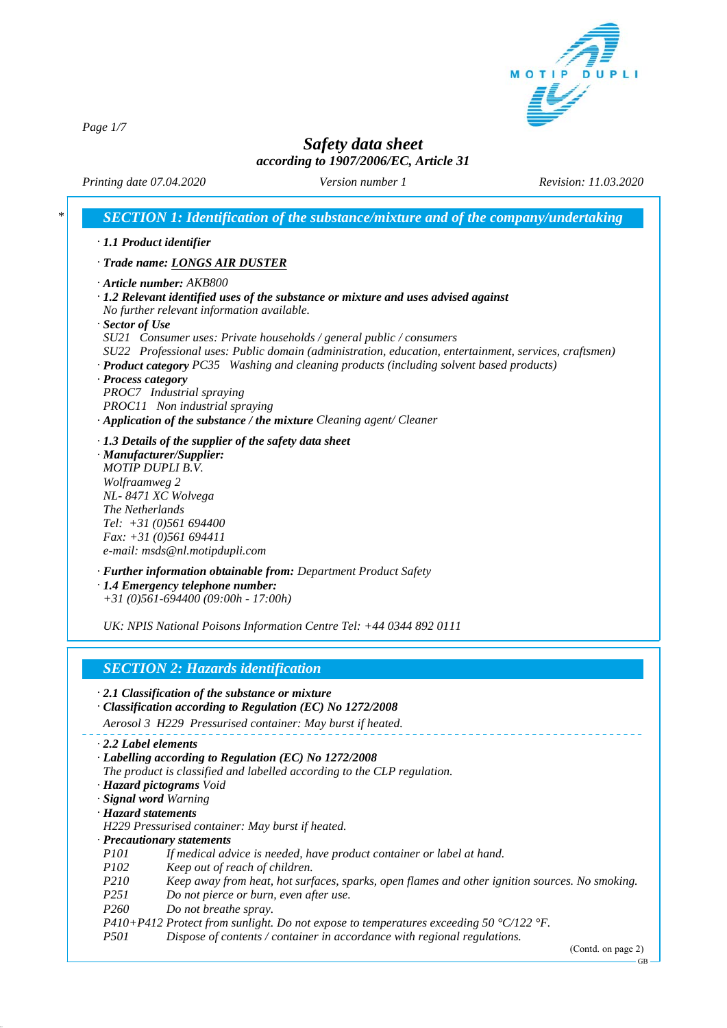# Safety data sheet

**according to 1907/2006/EC, Article 31**

*Printing date 07.04.2020* *Version number 1* *Revision: 11.03.2020*

## SECTION 1: Identification of the substance/mixture and of the company/undertaking

- **1.1 Product identifier**
- **Trade name: LONGS AIR DUSTER**
- **Article number:** AKB800
- **1.2 Relevant identified uses of the substance or mixture and uses advised against**
  No further relevant information available.
- **Sector of Use**
  SU21 Consumer uses: Private households / general public / consumers
  SU22 Professional uses: Public domain (administration, education, entertainment, services, craftsmen)
- **Product category** PC35 Washing and cleaning products (including solvent based products)
- **Process category**
  PROC7 Industrial spraying
  PROC11 Non industrial spraying
- **Application of the substance / the mixture** Cleaning agent/ Cleaner
- **1.3 Details of the supplier of the safety data sheet**
- **Manufacturer/Supplier:**
  MOTIP DUPLI B.V.
  Wolfraamweg 2
  NL- 8471 XC Wolvega
  The Netherlands
  Tel: +31 (0)561 694400
  Fax: +31 (0)561 694411
  e-mail: msds@nl.motipdupli.com
- **Further information obtainable from:** Department Product Safety
- **1.4 Emergency telephone number:**
  +31 (0)561-694400 (09:00h - 17:00h)

  UK: NPIS National Poisons Information Centre Tel: +44 0344 892 0111

## SECTION 2: Hazards identification

- **2.1 Classification of the substance or mixture**
- **Classification according to Regulation (EC) No 1272/2008**
  Aerosol 3 H229 Pressurised container: May burst if heated.
- **2.2 Label elements**
- **Labelling according to Regulation (EC) No 1272/2008**
  The product is classified and labelled according to the CLP regulation.
- **Hazard pictograms** Void
- **Signal word** Warning
- **Hazard statements**
  H229 Pressurised container: May burst if heated.
- **Precautionary statements**

| | |
|---|---|
| P101 | If medical advice is needed, have product container or label at hand. |
| P102 | Keep out of reach of children. |
| P210 | Keep away from heat, hot surfaces, sparks, open flames and other ignition sources. No smoking. |
| P251 | Do not pierce or burn, even after use. |
| P260 | Do not breathe spray. |
| P410+P412 | Protect from sunlight. Do not expose to temperatures exceeding 50 °C/122 °F. |
| P501 | Dispose of contents / container in accordance with regional regulations. |

(Contd. on page 2)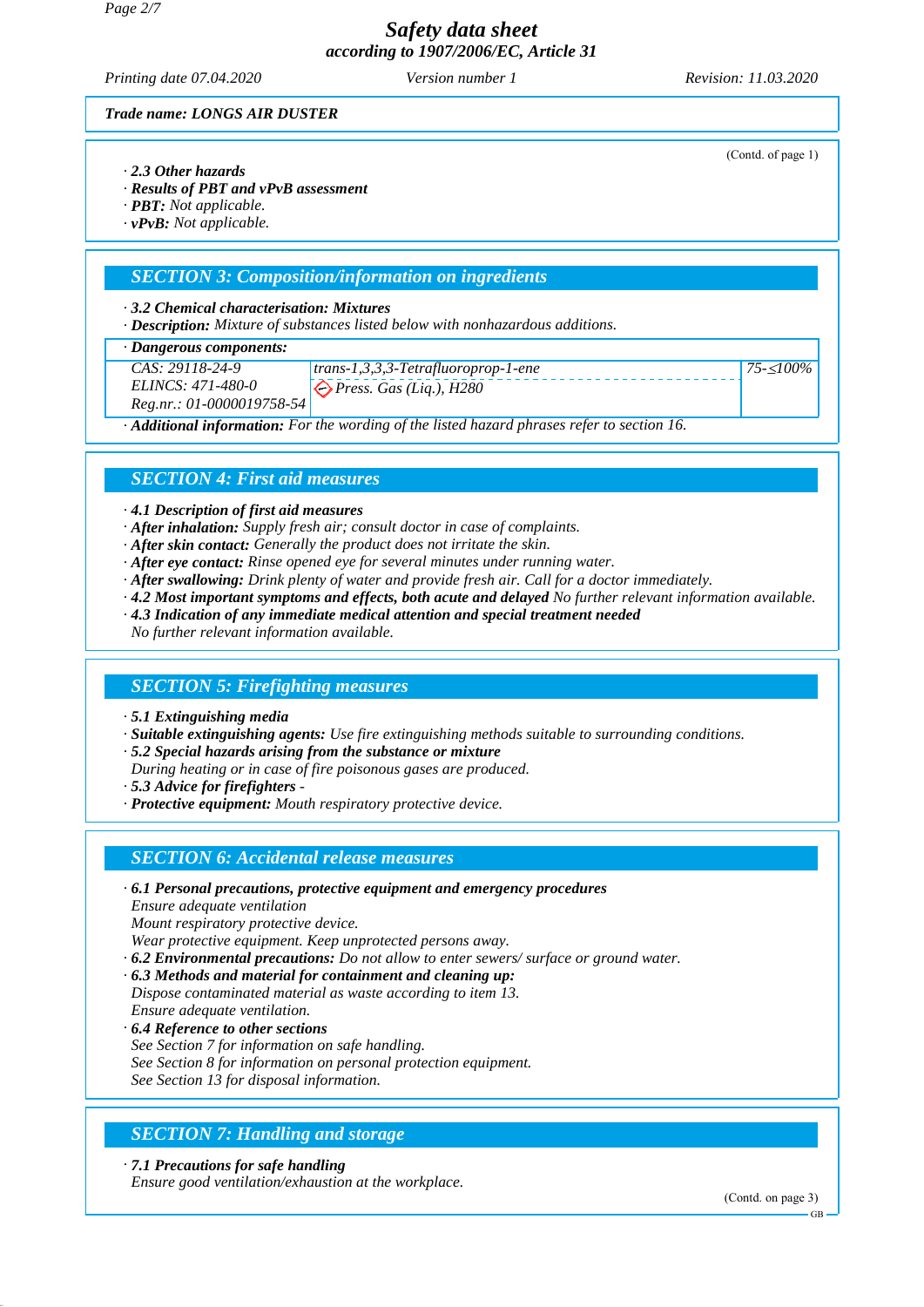**Trade name: LONGS AIR DUSTER**

(Contd. of page 1)

· *2.3 Other hazards*
· *Results of PBT and vPvB assessment*
· **PBT:** Not applicable.
· **vPvB:** Not applicable.

## SECTION 3: Composition/information on ingredients

· **3.2 Chemical characterisation: Mixtures**
· **Description:** Mixture of substances listed below with nonhazardous additions.

| · Dangerous components: | | |
|---|---|---|
| CAS: 29118-24-9<br>ELINCS: 471-480-0<br>Reg.nr.: 01-0000019758-54 | trans-1,3,3,3-Tetrafluoroprop-1-ene<br>Press. Gas (Liq.), H280 | 75-≤100% |

· **Additional information:** For the wording of the listed hazard phrases refer to section 16.

## SECTION 4: First aid measures

· **4.1 Description of first aid measures**
· **After inhalation:** Supply fresh air; consult doctor in case of complaints.
· **After skin contact:** Generally the product does not irritate the skin.
· **After eye contact:** Rinse opened eye for several minutes under running water.
· **After swallowing:** Drink plenty of water and provide fresh air. Call for a doctor immediately.
· **4.2 Most important symptoms and effects, both acute and delayed** No further relevant information available.
· **4.3 Indication of any immediate medical attention and special treatment needed**
No further relevant information available.

## SECTION 5: Firefighting measures

· **5.1 Extinguishing media**
· **Suitable extinguishing agents:** Use fire extinguishing methods suitable to surrounding conditions.
· **5.2 Special hazards arising from the substance or mixture**
During heating or in case of fire poisonous gases are produced.
· **5.3 Advice for firefighters** -
· **Protective equipment:** Mouth respiratory protective device.

## SECTION 6: Accidental release measures

· **6.1 Personal precautions, protective equipment and emergency procedures**
Ensure adequate ventilation
Mount respiratory protective device.
Wear protective equipment. Keep unprotected persons away.
· **6.2 Environmental precautions:** Do not allow to enter sewers/ surface or ground water.
· **6.3 Methods and material for containment and cleaning up:**
Dispose contaminated material as waste according to item 13.
Ensure adequate ventilation.
· **6.4 Reference to other sections**
See Section 7 for information on safe handling.
See Section 8 for information on personal protection equipment.
See Section 13 for disposal information.

## SECTION 7: Handling and storage

· **7.1 Precautions for safe handling**
Ensure good ventilation/exhaustion at the workplace.

(Contd. on page 3)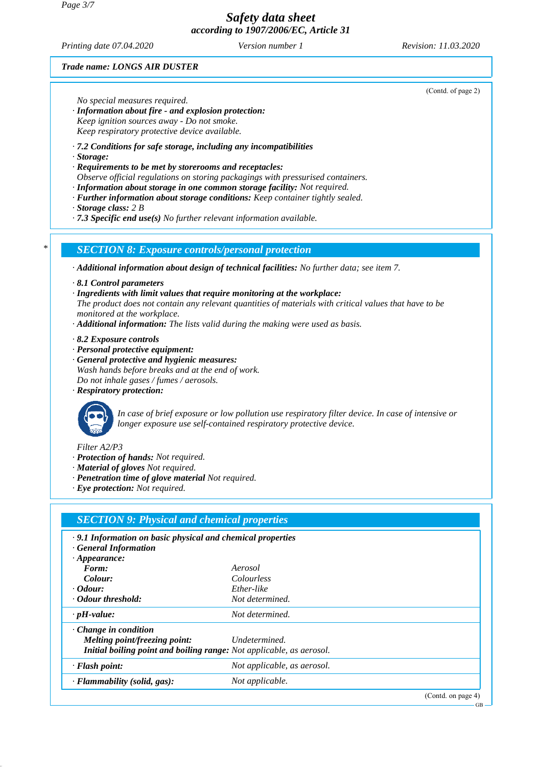Trade name: LONGS AIR DUSTER

(Contd. of page 2)

No special measures required.
· **Information about fire - and explosion protection:**
Keep ignition sources away - Do not smoke.
Keep respiratory protective device available.

· **7.2 Conditions for safe storage, including any incompatibilities**
· **Storage:**
· **Requirements to be met by storerooms and receptacles:**
Observe official regulations on storing packagings with pressurised containers.
· **Information about storage in one common storage facility:** Not required.
· **Further information about storage conditions:** Keep container tightly sealed.
· **Storage class:** 2 B
· **7.3 Specific end use(s)** No further relevant information available.

\*

## SECTION 8: Exposure controls/personal protection

· **Additional information about design of technical facilities:** No further data; see item 7.

· **8.1 Control parameters**
· **Ingredients with limit values that require monitoring at the workplace:**
The product does not contain any relevant quantities of materials with critical values that have to be monitored at the workplace.
· **Additional information:** The lists valid during the making were used as basis.

· **8.2 Exposure controls**
· **Personal protective equipment:**
· **General protective and hygienic measures:**
Wash hands before breaks and at the end of work.
Do not inhale gases / fumes / aerosols.
· **Respiratory protection:**

In case of brief exposure or low pollution use respiratory filter device. In case of intensive or longer exposure use self-contained respiratory protective device.

Filter A2/P3
· **Protection of hands:** Not required.
· **Material of gloves** Not required.
· **Penetration time of glove material** Not required.
· **Eye protection:** Not required.

## SECTION 9: Physical and chemical properties

· **9.1 Information on basic physical and chemical properties**
· **General Information**

| | |
|---|---|
| · **Appearance:** | |
| **Form:** | Aerosol |
| **Colour:** | Colourless |
| · **Odour:** | Ether-like |
| · **Odour threshold:** | Not determined. |
| · **pH-value:** | Not determined. |
| · **Change in condition** | |
| **Melting point/freezing point:** | Undetermined. |
| **Initial boiling point and boiling range:** | Not applicable, as aerosol. |
| · **Flash point:** | Not applicable, as aerosol. |
| · **Flammability (solid, gas):** | Not applicable. |

(Contd. on page 4)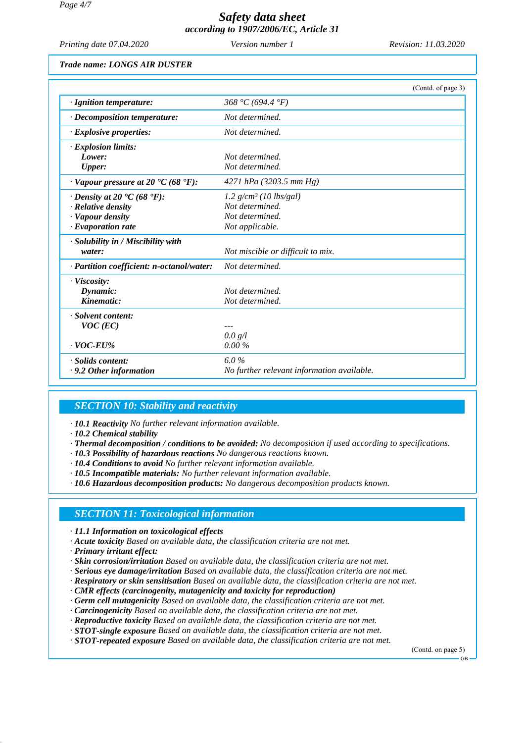# Safety data sheet

***according to 1907/2006/EC, Article 31***

*Printing date 07.04.2020* *Version number 1* *Revision: 11.03.2020*

***Trade name: LONGS AIR DUSTER***

(Contd. of page 3)

| | |
|---|---|
| · ***Ignition temperature:*** | *368 °C (694.4 °F)* |
| · ***Decomposition temperature:*** | *Not determined.* |
| · ***Explosive properties:*** | *Not determined.* |
| · ***Explosion limits:*** | |
| ***Lower:*** | *Not determined.* |
| ***Upper:*** | *Not determined.* |
| · ***Vapour pressure at 20 °C (68 °F):*** | *4271 hPa (3203.5 mm Hg)* |
| · ***Density at 20 °C (68 °F):*** | *1.2 g/cm³ (10 lbs/gal)* |
| · ***Relative density*** | *Not determined.* |
| · ***Vapour density*** | *Not determined.* |
| · ***Evaporation rate*** | *Not applicable.* |
| · ***Solubility in / Miscibility with water:*** | *Not miscible or difficult to mix.* |
| · ***Partition coefficient: n-octanol/water:*** | *Not determined.* |
| · ***Viscosity:*** | |
| ***Dynamic:*** | *Not determined.* |
| ***Kinematic:*** | *Not determined.* |
| · ***Solvent content:*** | |
| ***VOC (EC)*** | *---* |
| | *0.0 g/l* |
| · ***VOC-EU%*** | *0.00 %* |
| · ***Solids content:*** | *6.0 %* |
| · ***9.2 Other information*** | *No further relevant information available.* |

## *SECTION 10: Stability and reactivity*

· ***10.1 Reactivity*** *No further relevant information available.*
· ***10.2 Chemical stability***
· ***Thermal decomposition / conditions to be avoided:*** *No decomposition if used according to specifications.*
· ***10.3 Possibility of hazardous reactions*** *No dangerous reactions known.*
· ***10.4 Conditions to avoid*** *No further relevant information available.*
· ***10.5 Incompatible materials:*** *No further relevant information available.*
· ***10.6 Hazardous decomposition products:*** *No dangerous decomposition products known.*

## *SECTION 11: Toxicological information*

· ***11.1 Information on toxicological effects***
· ***Acute toxicity*** *Based on available data, the classification criteria are not met.*
· ***Primary irritant effect:***
· ***Skin corrosion/irritation*** *Based on available data, the classification criteria are not met.*
· ***Serious eye damage/irritation*** *Based on available data, the classification criteria are not met.*
· ***Respiratory or skin sensitisation*** *Based on available data, the classification criteria are not met.*
· ***CMR effects (carcinogenity, mutagenicity and toxicity for reproduction)***
· ***Germ cell mutagenicity*** *Based on available data, the classification criteria are not met.*
· ***Carcinogenicity*** *Based on available data, the classification criteria are not met.*
· ***Reproductive toxicity*** *Based on available data, the classification criteria are not met.*
· ***STOT-single exposure*** *Based on available data, the classification criteria are not met.*
· ***STOT-repeated exposure*** *Based on available data, the classification criteria are not met.*

(Contd. on page 5)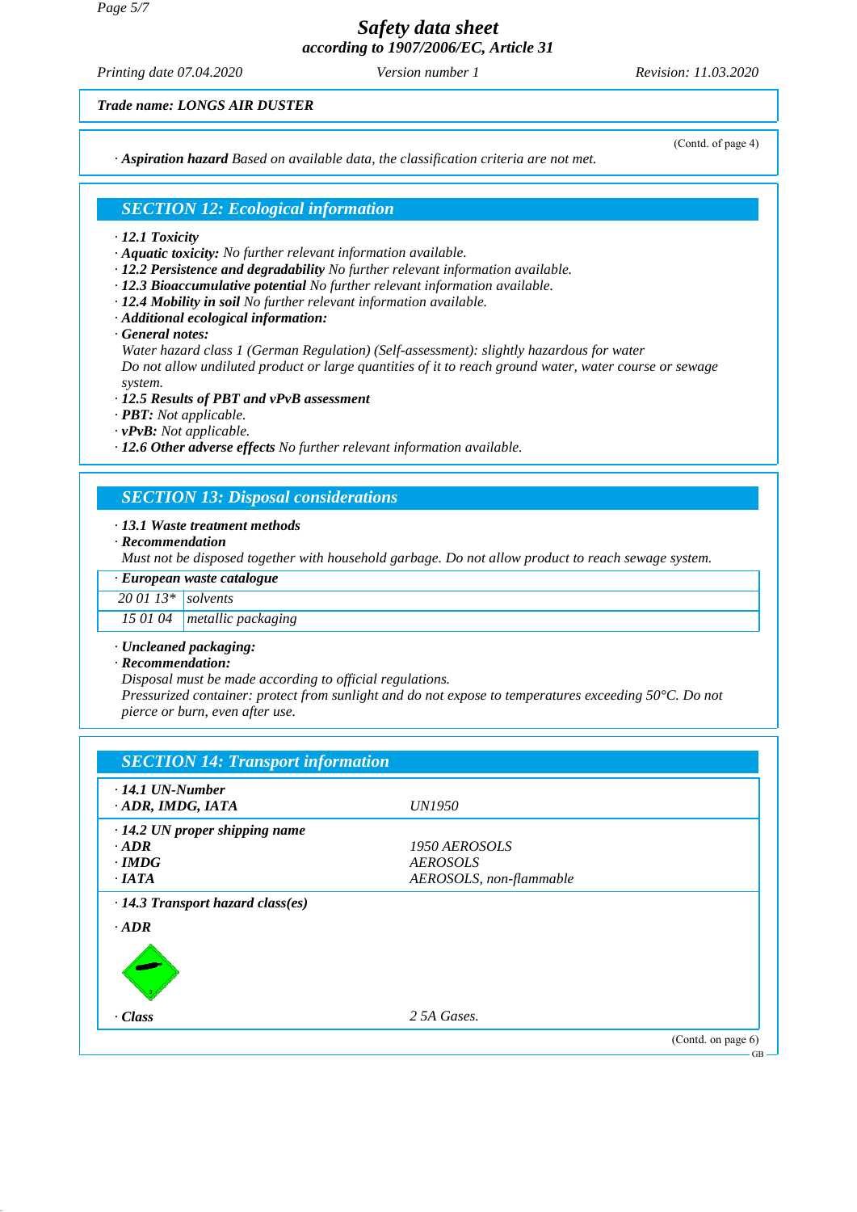*Trade name: LONGS AIR DUSTER*

(Contd. of page 4)

· ***Aspiration hazard*** *Based on available data, the classification criteria are not met.*

## SECTION 12: Ecological information

· ***12.1 Toxicity***
· ***Aquatic toxicity:*** *No further relevant information available.*
· ***12.2 Persistence and degradability*** *No further relevant information available.*
· ***12.3 Bioaccumulative potential*** *No further relevant information available.*
· ***12.4 Mobility in soil*** *No further relevant information available.*
· ***Additional ecological information:***
· ***General notes:***
*Water hazard class 1 (German Regulation) (Self-assessment): slightly hazardous for water*
*Do not allow undiluted product or large quantities of it to reach ground water, water course or sewage system.*
· ***12.5 Results of PBT and vPvB assessment***
· ***PBT:*** *Not applicable.*
· ***vPvB:*** *Not applicable.*
· ***12.6 Other adverse effects*** *No further relevant information available.*

## SECTION 13: Disposal considerations

· ***13.1 Waste treatment methods***
· ***Recommendation***
*Must not be disposed together with household garbage. Do not allow product to reach sewage system.*

| · ***European waste catalogue*** | |
|---|---|
| *20 01 13\** | *solvents* |
| *15 01 04* | *metallic packaging* |

· ***Uncleaned packaging:***
· ***Recommendation:***
*Disposal must be made according to official regulations.*
*Pressurized container: protect from sunlight and do not expose to temperatures exceeding 50°C. Do not pierce or burn, even after use.*

## SECTION 14: Transport information

| | |
|---|---|
| · ***14.1 UN-Number*** | |
| · ***ADR, IMDG, IATA*** | *UN1950* |
| · ***14.2 UN proper shipping name*** | |
| · ***ADR*** | *1950 AEROSOLS* |
| · ***IMDG*** | *AEROSOLS* |
| · ***IATA*** | *AEROSOLS, non-flammable* |
| · ***14.3 Transport hazard class(es)*** | |
| · ***ADR*** | |
| · ***Class*** | *2 5A Gases.* |

(Contd. on page 6)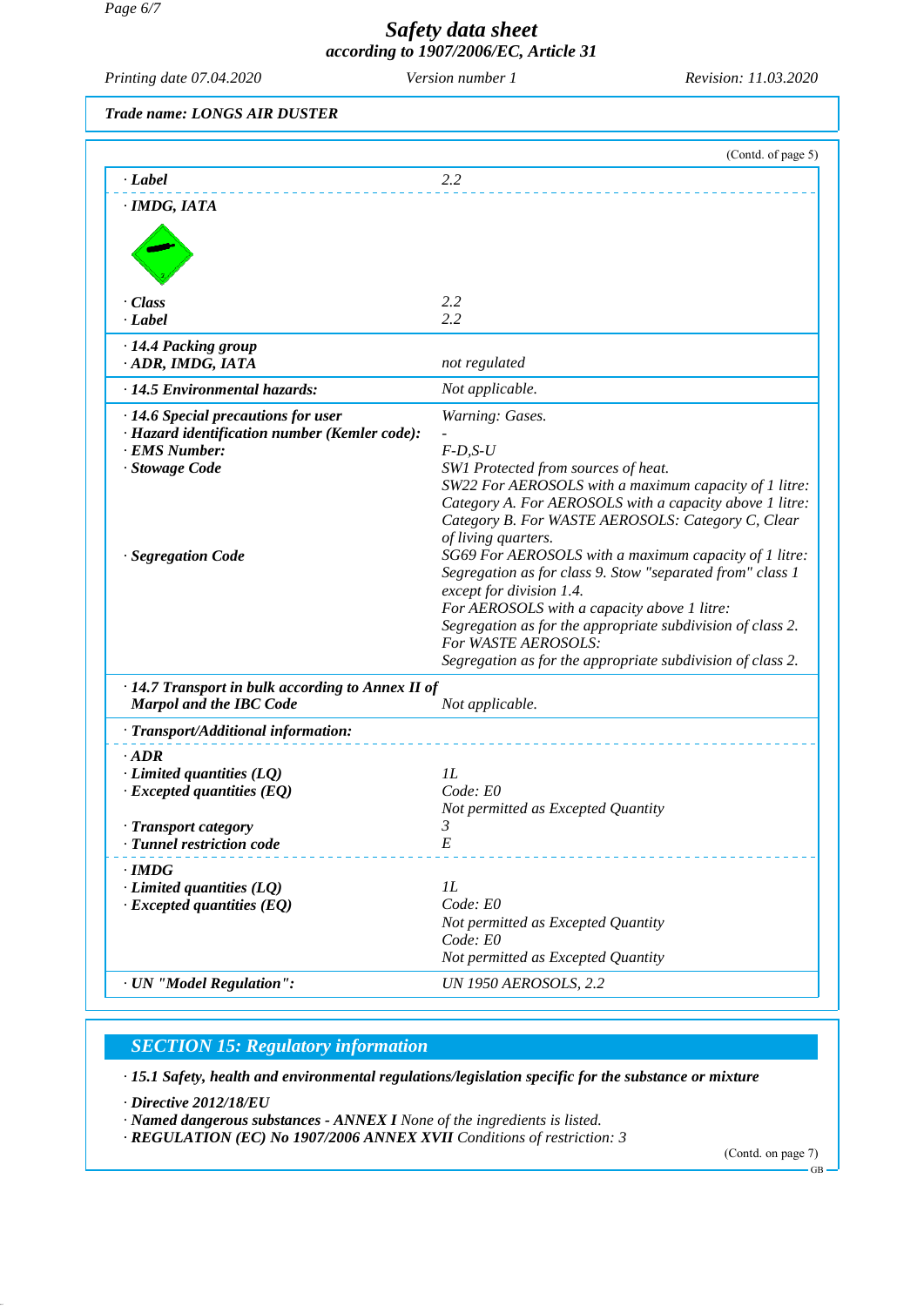**Trade name: LONGS AIR DUSTER**

(Contd. of page 5)

| | |
|---|---|
| · **Label** | 2.2 |
| · **IMDG, IATA** | |
| · **Class** | 2.2 |
| · **Label** | 2.2 |
| · **14.4 Packing group** · **ADR, IMDG, IATA** | not regulated |
| · **14.5 Environmental hazards:** | Not applicable. |
| · **14.6 Special precautions for user** | Warning: Gases. |
| · **Hazard identification number (Kemler code):** | - |
| · **EMS Number:** | F-D,S-U |
| · **Stowage Code** | SW1 Protected from sources of heat. SW22 For AEROSOLS with a maximum capacity of 1 litre: Category A. For AEROSOLS with a capacity above 1 litre: Category B. For WASTE AEROSOLS: Category C, Clear of living quarters. |
| · **Segregation Code** | SG69 For AEROSOLS with a maximum capacity of 1 litre: Segregation as for class 9. Stow "separated from" class 1 except for division 1.4. For AEROSOLS with a capacity above 1 litre: Segregation as for the appropriate subdivision of class 2. For WASTE AEROSOLS: Segregation as for the appropriate subdivision of class 2. |
| · **14.7 Transport in bulk according to Annex II of Marpol and the IBC Code** | Not applicable. |
| · **Transport/Additional information:** | |
| · **ADR** | |
| · **Limited quantities (LQ)** | 1L |
| · **Excepted quantities (EQ)** | Code: E0 Not permitted as Excepted Quantity |
| · **Transport category** | 3 |
| · **Tunnel restriction code** | E |
| · **IMDG** | |
| · **Limited quantities (LQ)** | 1L |
| · **Excepted quantities (EQ)** | Code: E0 Not permitted as Excepted Quantity Code: E0 Not permitted as Excepted Quantity |
| · **UN "Model Regulation":** | UN 1950 AEROSOLS, 2.2 |

## SECTION 15: Regulatory information

· **15.1 Safety, health and environmental regulations/legislation specific for the substance or mixture**

· **Directive 2012/18/EU**
· **Named dangerous substances - ANNEX I** None of the ingredients is listed.
· **REGULATION (EC) No 1907/2006 ANNEX XVII** Conditions of restriction: 3

(Contd. on page 7)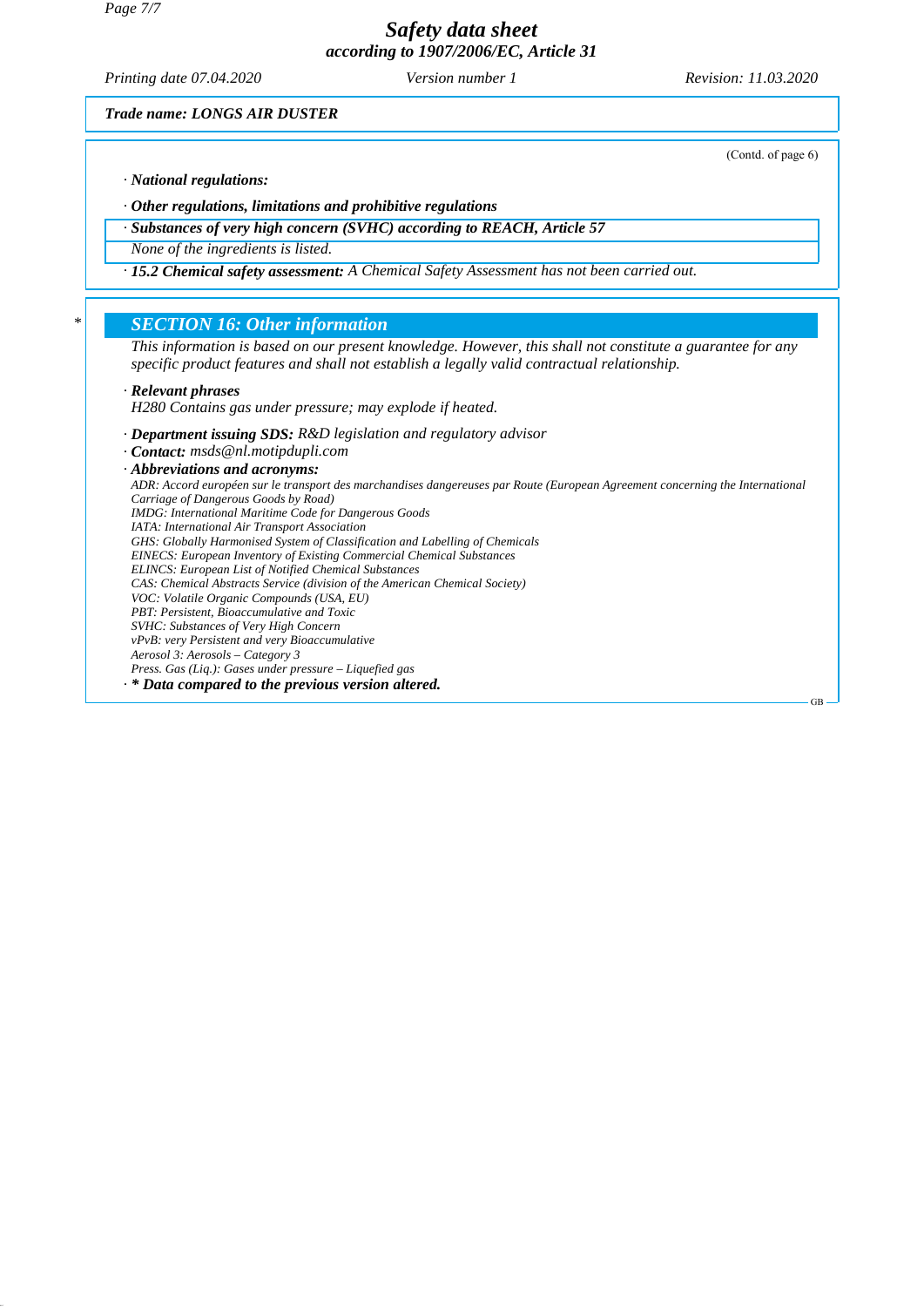**Trade name: LONGS AIR DUSTER**

(Contd. of page 6)

· ***National regulations:***

· ***Other regulations, limitations and prohibitive regulations***

· ***Substances of very high concern (SVHC) according to REACH, Article 57***

*None of the ingredients is listed.*

· ***15.2 Chemical safety assessment:*** *A Chemical Safety Assessment has not been carried out.*

## * SECTION 16: Other information

*This information is based on our present knowledge. However, this shall not constitute a guarantee for any specific product features and shall not establish a legally valid contractual relationship.*

· ***Relevant phrases***

*H280 Contains gas under pressure; may explode if heated.*

· ***Department issuing SDS:*** *R&D legislation and regulatory advisor*

· ***Contact:*** *msds@nl.motipdupli.com*

· ***Abbreviations and acronyms:***

*ADR: Accord européen sur le transport des marchandises dangereuses par Route (European Agreement concerning the International Carriage of Dangerous Goods by Road)*
*IMDG: International Maritime Code for Dangerous Goods*
*IATA: International Air Transport Association*
*GHS: Globally Harmonised System of Classification and Labelling of Chemicals*
*EINECS: European Inventory of Existing Commercial Chemical Substances*
*ELINCS: European List of Notified Chemical Substances*
*CAS: Chemical Abstracts Service (division of the American Chemical Society)*
*VOC: Volatile Organic Compounds (USA, EU)*
*PBT: Persistent, Bioaccumulative and Toxic*
*SVHC: Substances of Very High Concern*
*vPvB: very Persistent and very Bioaccumulative*
*Aerosol 3: Aerosols – Category 3*
*Press. Gas (Liq.): Gases under pressure – Liquefied gas*

· ***\* Data compared to the previous version altered.***

GB